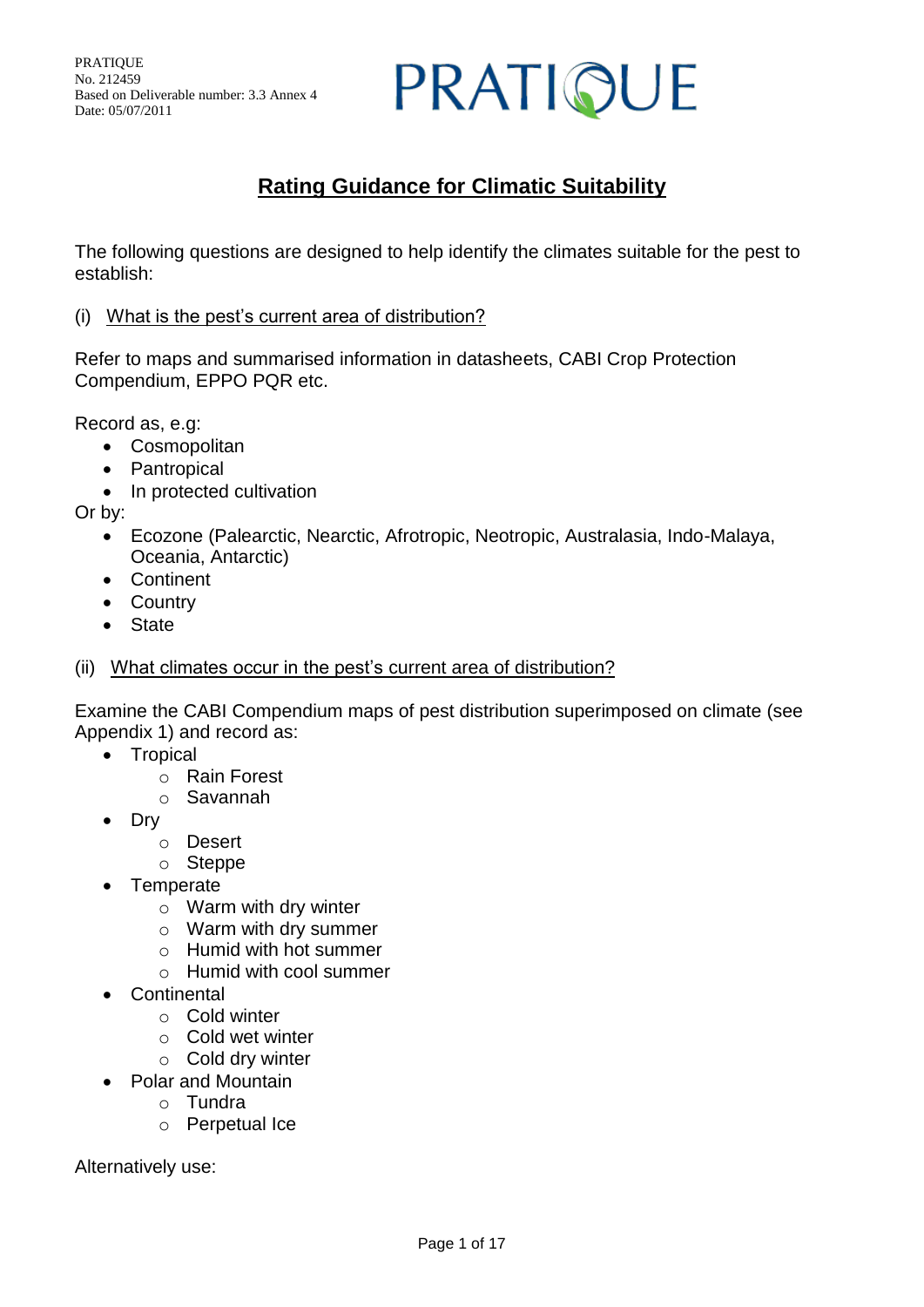PRATIQUE
No. 212459
Based on Deliverable number: 3.3 Annex 4
Date: 05/07/2011

# Rating Guidance for Climatic Suitability

The following questions are designed to help identify the climates suitable for the pest to establish:

(i) What is the pest's current area of distribution?

Refer to maps and summarised information in datasheets, CABI Crop Protection Compendium, EPPO PQR etc.

Record as, e.g:

- Cosmopolitan
- Pantropical
- In protected cultivation

Or by:

- Ecozone (Palearctic, Nearctic, Afrotropic, Neotropic, Australasia, Indo-Malaya, Oceania, Antarctic)
- Continent
- Country
- State

(ii) What climates occur in the pest's current area of distribution?

Examine the CABI Compendium maps of pest distribution superimposed on climate (see Appendix 1) and record as:

- Tropical
  - Rain Forest
  - Savannah
- Dry
  - Desert
  - Steppe
- Temperate
  - Warm with dry winter
  - Warm with dry summer
  - Humid with hot summer
  - Humid with cool summer
- Continental
  - Cold winter
  - Cold wet winter
  - Cold dry winter
- Polar and Mountain
  - Tundra
  - Perpetual Ice

Alternatively use: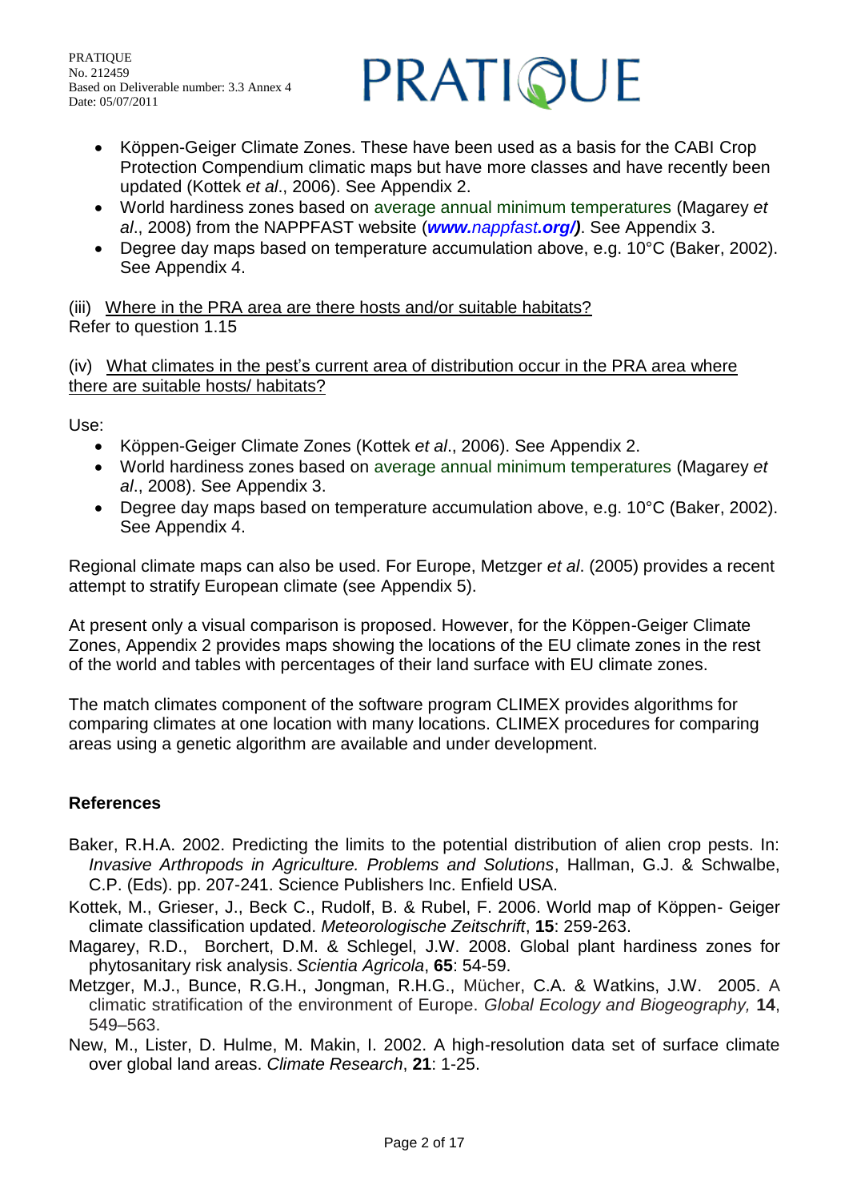- Köppen-Geiger Climate Zones. These have been used as a basis for the CABI Crop Protection Compendium climatic maps but have more classes and have recently been updated (Kottek *et al*., 2006). See Appendix 2.
- World hardiness zones based on average annual minimum temperatures (Magarey *et al*., 2008) from the NAPPFAST website (***www.**nappfast**.org/)***. See Appendix 3.
- Degree day maps based on temperature accumulation above, e.g. 10°C (Baker, 2002). See Appendix 4.

(iii) Where in the PRA area are there hosts and/or suitable habitats?
Refer to question 1.15

(iv) What climates in the pest's current area of distribution occur in the PRA area where there are suitable hosts/ habitats?

Use:

- Köppen-Geiger Climate Zones (Kottek *et al*., 2006). See Appendix 2.
- World hardiness zones based on average annual minimum temperatures (Magarey *et al*., 2008). See Appendix 3.
- Degree day maps based on temperature accumulation above, e.g. 10°C (Baker, 2002). See Appendix 4.

Regional climate maps can also be used. For Europe, Metzger *et al*. (2005) provides a recent attempt to stratify European climate (see Appendix 5).

At present only a visual comparison is proposed. However, for the Köppen-Geiger Climate Zones, Appendix 2 provides maps showing the locations of the EU climate zones in the rest of the world and tables with percentages of their land surface with EU climate zones.

The match climates component of the software program CLIMEX provides algorithms for comparing climates at one location with many locations. CLIMEX procedures for comparing areas using a genetic algorithm are available and under development.

**References**

Baker, R.H.A. 2002. Predicting the limits to the potential distribution of alien crop pests. In: *Invasive Arthropods in Agriculture. Problems and Solutions*, Hallman, G.J. & Schwalbe, C.P. (Eds). pp. 207-241. Science Publishers Inc. Enfield USA.

Kottek, M., Grieser, J., Beck C., Rudolf, B. & Rubel, F. 2006. World map of Köppen- Geiger climate classification updated. *Meteorologische Zeitschrift*, **15**: 259-263.

Magarey, R.D., Borchert, D.M. & Schlegel, J.W. 2008. Global plant hardiness zones for phytosanitary risk analysis. *Scientia Agricola*, **65**: 54-59.

Metzger, M.J., Bunce, R.G.H., Jongman, R.H.G., Mücher, C.A. & Watkins, J.W. 2005. A climatic stratification of the environment of Europe. *Global Ecology and Biogeography,* **14**, 549–563.

New, M., Lister, D. Hulme, M. Makin, I. 2002. A high-resolution data set of surface climate over global land areas. *Climate Research*, **21**: 1-25.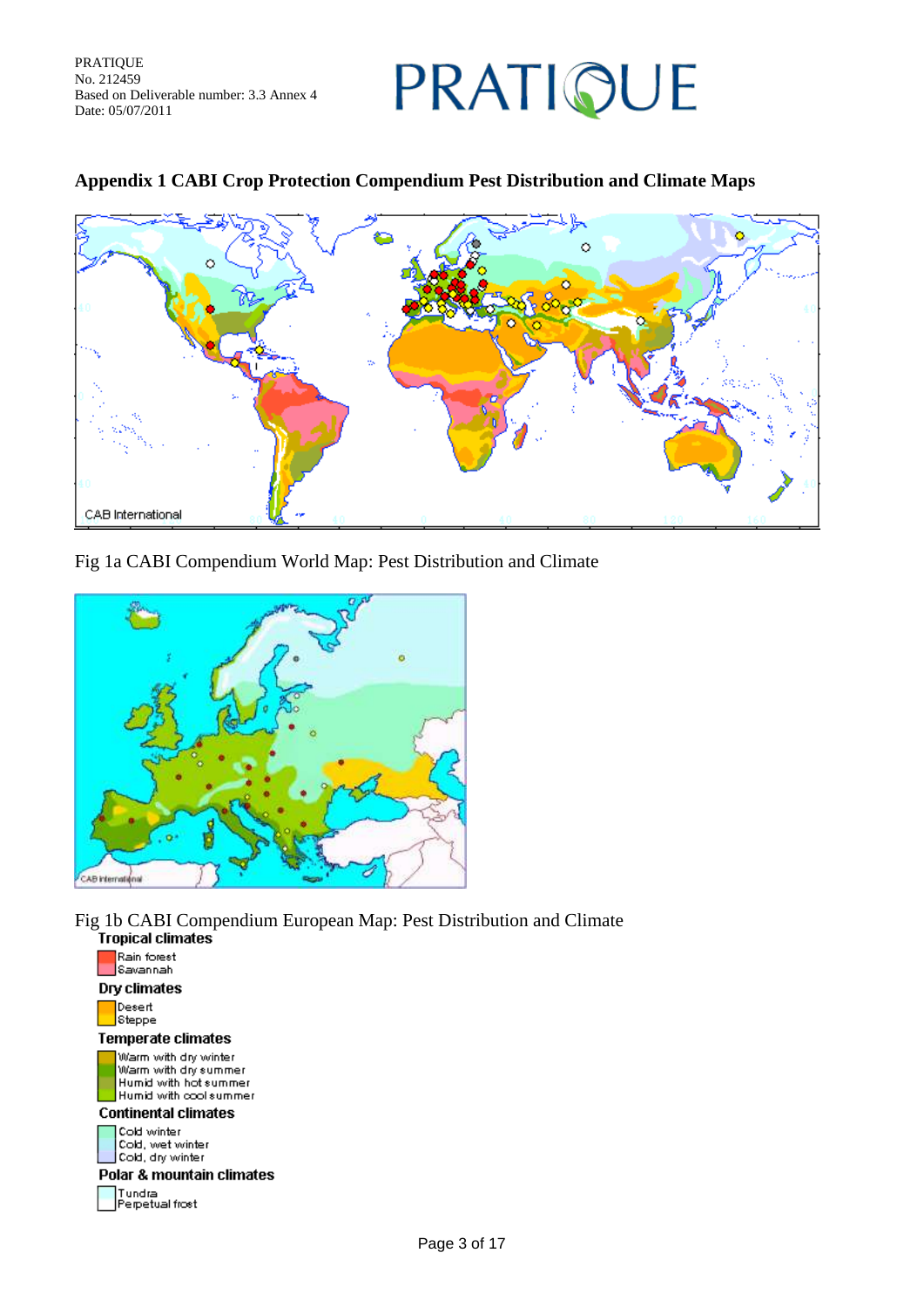## Appendix 1 CABI Crop Protection Compendium Pest Distribution and Climate Maps

Fig 1a CABI Compendium World Map: Pest Distribution and Climate

Fig 1b CABI Compendium European Map: Pest Distribution and Climate

**Tropical climates**
- Rain forest
- Savannah

**Dry climates**
- Desert
- Steppe

**Temperate climates**
- Warm with dry winter
- Warm with dry summer
- Humid with hot summer
- Humid with cool summer

**Continental climates**
- Cold winter
- Cold, wet winter
- Cold, dry winter

**Polar & mountain climates**
- Tundra
- Perpetual frost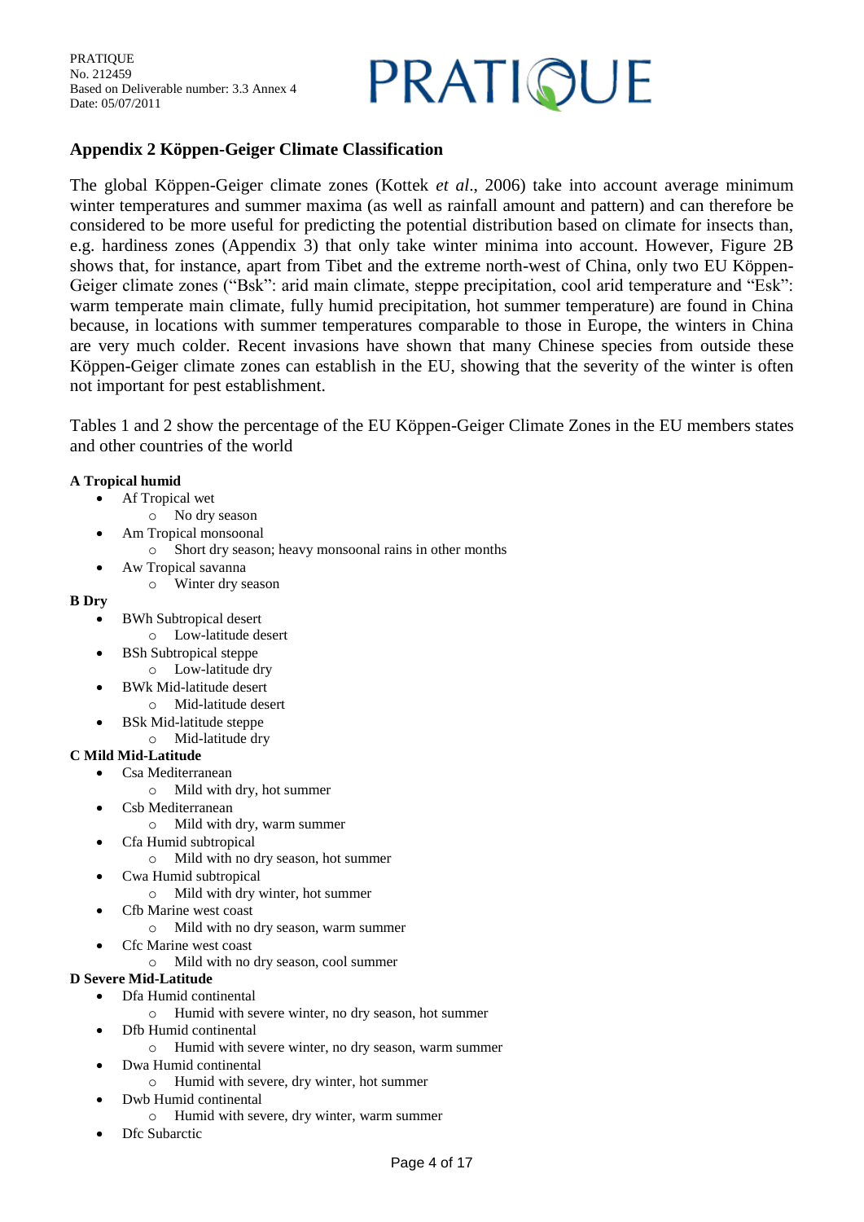## Appendix 2 Köppen-Geiger Climate Classification

The global Köppen-Geiger climate zones (Kottek *et al*., 2006) take into account average minimum winter temperatures and summer maxima (as well as rainfall amount and pattern) and can therefore be considered to be more useful for predicting the potential distribution based on climate for insects than, e.g. hardiness zones (Appendix 3) that only take winter minima into account. However, Figure 2B shows that, for instance, apart from Tibet and the extreme north-west of China, only two EU Köppen-Geiger climate zones ("Bsk": arid main climate, steppe precipitation, cool arid temperature and "Esk": warm temperate main climate, fully humid precipitation, hot summer temperature) are found in China because, in locations with summer temperatures comparable to those in Europe, the winters in China are very much colder. Recent invasions have shown that many Chinese species from outside these Köppen-Geiger climate zones can establish in the EU, showing that the severity of the winter is often not important for pest establishment.

Tables 1 and 2 show the percentage of the EU Köppen-Geiger Climate Zones in the EU members states and other countries of the world

**A Tropical humid**

- Af Tropical wet
  - No dry season
- Am Tropical monsoonal
  - Short dry season; heavy monsoonal rains in other months
- Aw Tropical savanna
  - Winter dry season

**B Dry**

- BWh Subtropical desert
  - Low-latitude desert
- BSh Subtropical steppe
  - Low-latitude dry
- BWk Mid-latitude desert
  - Mid-latitude desert
- BSk Mid-latitude steppe
  - Mid-latitude dry

**C Mild Mid-Latitude**

- Csa Mediterranean
  - Mild with dry, hot summer
- Csb Mediterranean
  - Mild with dry, warm summer
- Cfa Humid subtropical
  - Mild with no dry season, hot summer
- Cwa Humid subtropical
  - Mild with dry winter, hot summer
- Cfb Marine west coast
  - Mild with no dry season, warm summer
- Cfc Marine west coast
  - Mild with no dry season, cool summer

**D Severe Mid-Latitude**

- Dfa Humid continental
  - Humid with severe winter, no dry season, hot summer
- Dfb Humid continental
  - Humid with severe winter, no dry season, warm summer
- Dwa Humid continental
  - Humid with severe, dry winter, hot summer
- Dwb Humid continental
  - Humid with severe, dry winter, warm summer
- Dfc Subarctic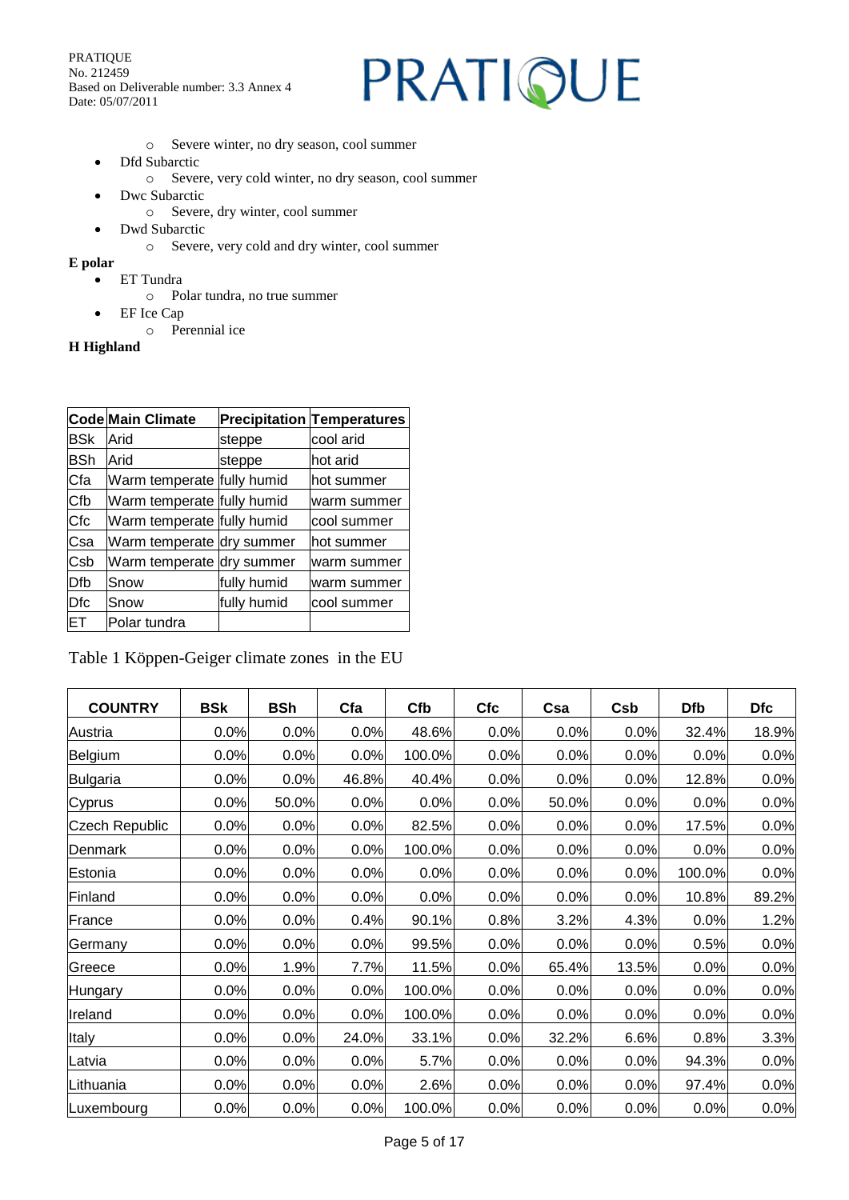- Severe winter, no dry season, cool summer

- Dfd Subarctic
  - Severe, very cold winter, no dry season, cool summer
- Dwc Subarctic
  - Severe, dry winter, cool summer
- Dwd Subarctic
  - Severe, very cold and dry winter, cool summer

**E polar**

- ET Tundra
  - Polar tundra, no true summer
- EF Ice Cap
  - Perennial ice

**H Highland**

| Code | Main Climate | Precipitation | Temperatures |
|---|---|---|---|
| BSk | Arid | steppe | cool arid |
| BSh | Arid | steppe | hot arid |
| Cfa | Warm temperate | fully humid | hot summer |
| Cfb | Warm temperate | fully humid | warm summer |
| Cfc | Warm temperate | fully humid | cool summer |
| Csa | Warm temperate | dry summer | hot summer |
| Csb | Warm temperate | dry summer | warm summer |
| Dfb | Snow | fully humid | warm summer |
| Dfc | Snow | fully humid | cool summer |
| ET | Polar tundra | | |

Table 1 Köppen-Geiger climate zones in the EU

| COUNTRY | BSk | BSh | Cfa | Cfb | Cfc | Csa | Csb | Dfb | Dfc |
|---|---|---|---|---|---|---|---|---|---|
| Austria | 0.0% | 0.0% | 0.0% | 48.6% | 0.0% | 0.0% | 0.0% | 32.4% | 18.9% |
| Belgium | 0.0% | 0.0% | 0.0% | 100.0% | 0.0% | 0.0% | 0.0% | 0.0% | 0.0% |
| Bulgaria | 0.0% | 0.0% | 46.8% | 40.4% | 0.0% | 0.0% | 0.0% | 12.8% | 0.0% |
| Cyprus | 0.0% | 50.0% | 0.0% | 0.0% | 0.0% | 50.0% | 0.0% | 0.0% | 0.0% |
| Czech Republic | 0.0% | 0.0% | 0.0% | 82.5% | 0.0% | 0.0% | 0.0% | 17.5% | 0.0% |
| Denmark | 0.0% | 0.0% | 0.0% | 100.0% | 0.0% | 0.0% | 0.0% | 0.0% | 0.0% |
| Estonia | 0.0% | 0.0% | 0.0% | 0.0% | 0.0% | 0.0% | 0.0% | 100.0% | 0.0% |
| Finland | 0.0% | 0.0% | 0.0% | 0.0% | 0.0% | 0.0% | 0.0% | 10.8% | 89.2% |
| France | 0.0% | 0.0% | 0.4% | 90.1% | 0.8% | 3.2% | 4.3% | 0.0% | 1.2% |
| Germany | 0.0% | 0.0% | 0.0% | 99.5% | 0.0% | 0.0% | 0.0% | 0.5% | 0.0% |
| Greece | 0.0% | 1.9% | 7.7% | 11.5% | 0.0% | 65.4% | 13.5% | 0.0% | 0.0% |
| Hungary | 0.0% | 0.0% | 0.0% | 100.0% | 0.0% | 0.0% | 0.0% | 0.0% | 0.0% |
| Ireland | 0.0% | 0.0% | 0.0% | 100.0% | 0.0% | 0.0% | 0.0% | 0.0% | 0.0% |
| Italy | 0.0% | 0.0% | 24.0% | 33.1% | 0.0% | 32.2% | 6.6% | 0.8% | 3.3% |
| Latvia | 0.0% | 0.0% | 0.0% | 5.7% | 0.0% | 0.0% | 0.0% | 94.3% | 0.0% |
| Lithuania | 0.0% | 0.0% | 0.0% | 2.6% | 0.0% | 0.0% | 0.0% | 97.4% | 0.0% |
| Luxembourg | 0.0% | 0.0% | 0.0% | 100.0% | 0.0% | 0.0% | 0.0% | 0.0% | 0.0% |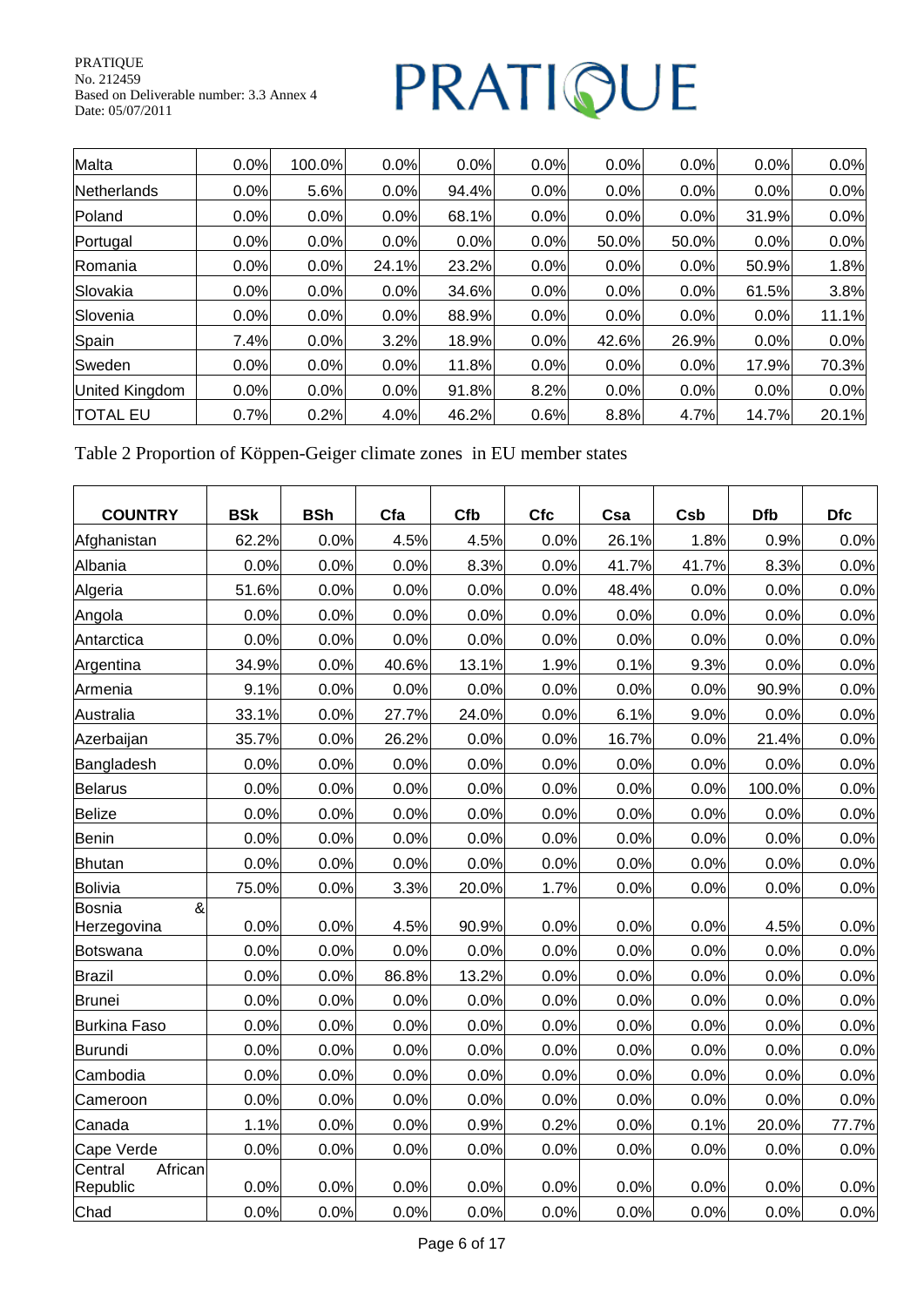| Malta | 0.0% | 100.0% | 0.0% | 0.0% | 0.0% | 0.0% | 0.0% | 0.0% | 0.0% |
|---|---|---|---|---|---|---|---|---|---|
| Netherlands | 0.0% | 5.6% | 0.0% | 94.4% | 0.0% | 0.0% | 0.0% | 0.0% | 0.0% |
| Poland | 0.0% | 0.0% | 0.0% | 68.1% | 0.0% | 0.0% | 0.0% | 31.9% | 0.0% |
| Portugal | 0.0% | 0.0% | 0.0% | 0.0% | 0.0% | 50.0% | 50.0% | 0.0% | 0.0% |
| Romania | 0.0% | 0.0% | 24.1% | 23.2% | 0.0% | 0.0% | 0.0% | 50.9% | 1.8% |
| Slovakia | 0.0% | 0.0% | 0.0% | 34.6% | 0.0% | 0.0% | 0.0% | 61.5% | 3.8% |
| Slovenia | 0.0% | 0.0% | 0.0% | 88.9% | 0.0% | 0.0% | 0.0% | 0.0% | 11.1% |
| Spain | 7.4% | 0.0% | 3.2% | 18.9% | 0.0% | 42.6% | 26.9% | 0.0% | 0.0% |
| Sweden | 0.0% | 0.0% | 0.0% | 11.8% | 0.0% | 0.0% | 0.0% | 17.9% | 70.3% |
| United Kingdom | 0.0% | 0.0% | 0.0% | 91.8% | 8.2% | 0.0% | 0.0% | 0.0% | 0.0% |
| TOTAL EU | 0.7% | 0.2% | 4.0% | 46.2% | 0.6% | 8.8% | 4.7% | 14.7% | 20.1% |

Table 2 Proportion of Köppen-Geiger climate zones in EU member states

| COUNTRY | BSk | BSh | Cfa | Cfb | Cfc | Csa | Csb | Dfb | Dfc |
|---|---|---|---|---|---|---|---|---|---|
| Afghanistan | 62.2% | 0.0% | 4.5% | 4.5% | 0.0% | 26.1% | 1.8% | 0.9% | 0.0% |
| Albania | 0.0% | 0.0% | 0.0% | 8.3% | 0.0% | 41.7% | 41.7% | 8.3% | 0.0% |
| Algeria | 51.6% | 0.0% | 0.0% | 0.0% | 0.0% | 48.4% | 0.0% | 0.0% | 0.0% |
| Angola | 0.0% | 0.0% | 0.0% | 0.0% | 0.0% | 0.0% | 0.0% | 0.0% | 0.0% |
| Antarctica | 0.0% | 0.0% | 0.0% | 0.0% | 0.0% | 0.0% | 0.0% | 0.0% | 0.0% |
| Argentina | 34.9% | 0.0% | 40.6% | 13.1% | 1.9% | 0.1% | 9.3% | 0.0% | 0.0% |
| Armenia | 9.1% | 0.0% | 0.0% | 0.0% | 0.0% | 0.0% | 0.0% | 90.9% | 0.0% |
| Australia | 33.1% | 0.0% | 27.7% | 24.0% | 0.0% | 6.1% | 9.0% | 0.0% | 0.0% |
| Azerbaijan | 35.7% | 0.0% | 26.2% | 0.0% | 0.0% | 16.7% | 0.0% | 21.4% | 0.0% |
| Bangladesh | 0.0% | 0.0% | 0.0% | 0.0% | 0.0% | 0.0% | 0.0% | 0.0% | 0.0% |
| Belarus | 0.0% | 0.0% | 0.0% | 0.0% | 0.0% | 0.0% | 0.0% | 100.0% | 0.0% |
| Belize | 0.0% | 0.0% | 0.0% | 0.0% | 0.0% | 0.0% | 0.0% | 0.0% | 0.0% |
| Benin | 0.0% | 0.0% | 0.0% | 0.0% | 0.0% | 0.0% | 0.0% | 0.0% | 0.0% |
| Bhutan | 0.0% | 0.0% | 0.0% | 0.0% | 0.0% | 0.0% | 0.0% | 0.0% | 0.0% |
| Bolivia | 75.0% | 0.0% | 3.3% | 20.0% | 1.7% | 0.0% | 0.0% | 0.0% | 0.0% |
| Bosnia & Herzegovina | 0.0% | 0.0% | 4.5% | 90.9% | 0.0% | 0.0% | 0.0% | 4.5% | 0.0% |
| Botswana | 0.0% | 0.0% | 0.0% | 0.0% | 0.0% | 0.0% | 0.0% | 0.0% | 0.0% |
| Brazil | 0.0% | 0.0% | 86.8% | 13.2% | 0.0% | 0.0% | 0.0% | 0.0% | 0.0% |
| Brunei | 0.0% | 0.0% | 0.0% | 0.0% | 0.0% | 0.0% | 0.0% | 0.0% | 0.0% |
| Burkina Faso | 0.0% | 0.0% | 0.0% | 0.0% | 0.0% | 0.0% | 0.0% | 0.0% | 0.0% |
| Burundi | 0.0% | 0.0% | 0.0% | 0.0% | 0.0% | 0.0% | 0.0% | 0.0% | 0.0% |
| Cambodia | 0.0% | 0.0% | 0.0% | 0.0% | 0.0% | 0.0% | 0.0% | 0.0% | 0.0% |
| Cameroon | 0.0% | 0.0% | 0.0% | 0.0% | 0.0% | 0.0% | 0.0% | 0.0% | 0.0% |
| Canada | 1.1% | 0.0% | 0.0% | 0.9% | 0.2% | 0.0% | 0.1% | 20.0% | 77.7% |
| Cape Verde | 0.0% | 0.0% | 0.0% | 0.0% | 0.0% | 0.0% | 0.0% | 0.0% | 0.0% |
| Central African Republic | 0.0% | 0.0% | 0.0% | 0.0% | 0.0% | 0.0% | 0.0% | 0.0% | 0.0% |
| Chad | 0.0% | 0.0% | 0.0% | 0.0% | 0.0% | 0.0% | 0.0% | 0.0% | 0.0% |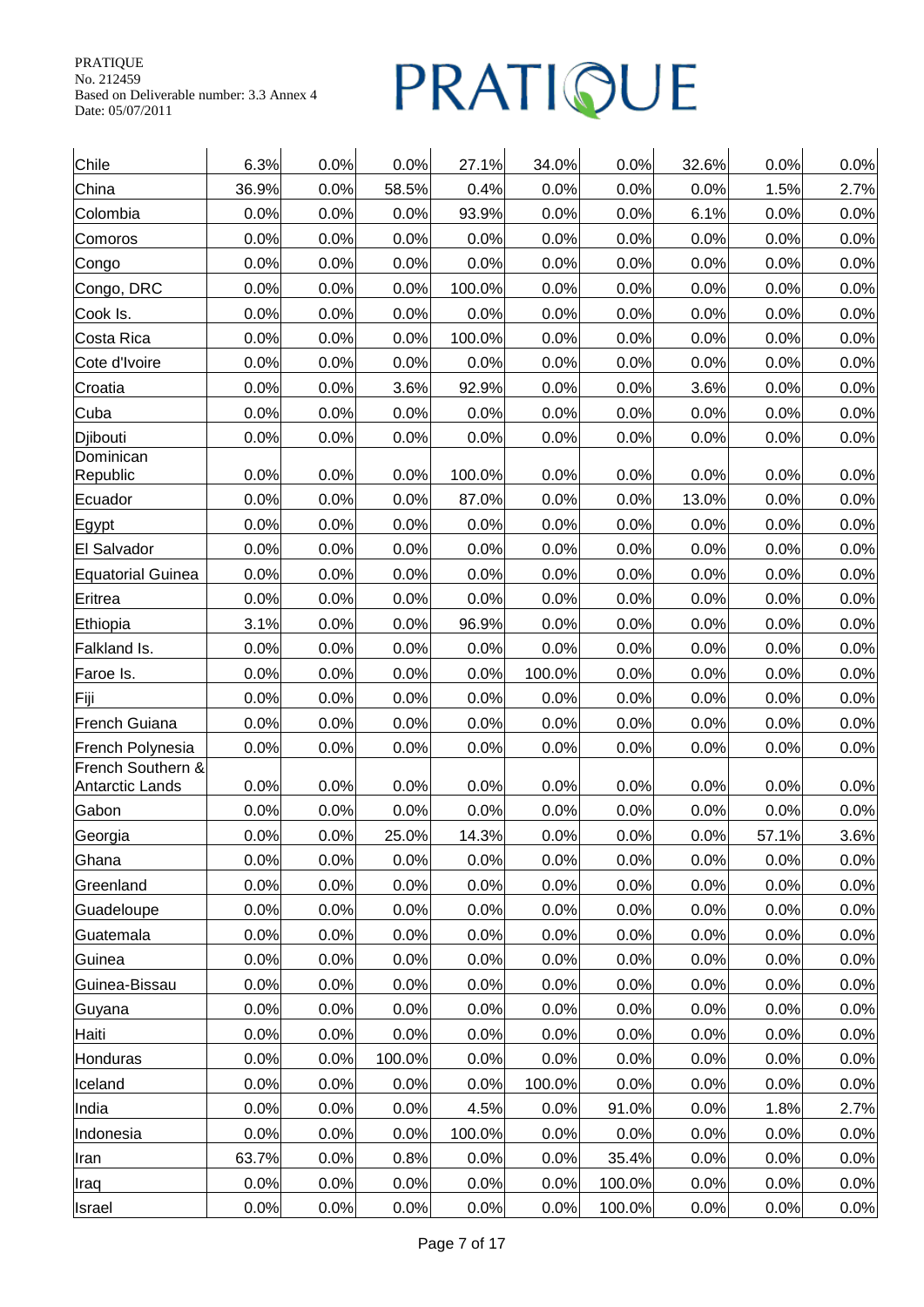| | | | | | | | | | |
|---|---|---|---|---|---|---|---|---|---|
| Chile | 6.3% | 0.0% | 0.0% | 27.1% | 34.0% | 0.0% | 32.6% | 0.0% | 0.0% |
| China | 36.9% | 0.0% | 58.5% | 0.4% | 0.0% | 0.0% | 0.0% | 1.5% | 2.7% |
| Colombia | 0.0% | 0.0% | 0.0% | 93.9% | 0.0% | 0.0% | 6.1% | 0.0% | 0.0% |
| Comoros | 0.0% | 0.0% | 0.0% | 0.0% | 0.0% | 0.0% | 0.0% | 0.0% | 0.0% |
| Congo | 0.0% | 0.0% | 0.0% | 0.0% | 0.0% | 0.0% | 0.0% | 0.0% | 0.0% |
| Congo, DRC | 0.0% | 0.0% | 0.0% | 100.0% | 0.0% | 0.0% | 0.0% | 0.0% | 0.0% |
| Cook Is. | 0.0% | 0.0% | 0.0% | 0.0% | 0.0% | 0.0% | 0.0% | 0.0% | 0.0% |
| Costa Rica | 0.0% | 0.0% | 0.0% | 100.0% | 0.0% | 0.0% | 0.0% | 0.0% | 0.0% |
| Cote d'Ivoire | 0.0% | 0.0% | 0.0% | 0.0% | 0.0% | 0.0% | 0.0% | 0.0% | 0.0% |
| Croatia | 0.0% | 0.0% | 3.6% | 92.9% | 0.0% | 0.0% | 3.6% | 0.0% | 0.0% |
| Cuba | 0.0% | 0.0% | 0.0% | 0.0% | 0.0% | 0.0% | 0.0% | 0.0% | 0.0% |
| Djibouti | 0.0% | 0.0% | 0.0% | 0.0% | 0.0% | 0.0% | 0.0% | 0.0% | 0.0% |
| Dominican Republic | 0.0% | 0.0% | 0.0% | 100.0% | 0.0% | 0.0% | 0.0% | 0.0% | 0.0% |
| Ecuador | 0.0% | 0.0% | 0.0% | 87.0% | 0.0% | 0.0% | 13.0% | 0.0% | 0.0% |
| Egypt | 0.0% | 0.0% | 0.0% | 0.0% | 0.0% | 0.0% | 0.0% | 0.0% | 0.0% |
| El Salvador | 0.0% | 0.0% | 0.0% | 0.0% | 0.0% | 0.0% | 0.0% | 0.0% | 0.0% |
| Equatorial Guinea | 0.0% | 0.0% | 0.0% | 0.0% | 0.0% | 0.0% | 0.0% | 0.0% | 0.0% |
| Eritrea | 0.0% | 0.0% | 0.0% | 0.0% | 0.0% | 0.0% | 0.0% | 0.0% | 0.0% |
| Ethiopia | 3.1% | 0.0% | 0.0% | 96.9% | 0.0% | 0.0% | 0.0% | 0.0% | 0.0% |
| Falkland Is. | 0.0% | 0.0% | 0.0% | 0.0% | 0.0% | 0.0% | 0.0% | 0.0% | 0.0% |
| Faroe Is. | 0.0% | 0.0% | 0.0% | 0.0% | 100.0% | 0.0% | 0.0% | 0.0% | 0.0% |
| Fiji | 0.0% | 0.0% | 0.0% | 0.0% | 0.0% | 0.0% | 0.0% | 0.0% | 0.0% |
| French Guiana | 0.0% | 0.0% | 0.0% | 0.0% | 0.0% | 0.0% | 0.0% | 0.0% | 0.0% |
| French Polynesia | 0.0% | 0.0% | 0.0% | 0.0% | 0.0% | 0.0% | 0.0% | 0.0% | 0.0% |
| French Southern & Antarctic Lands | 0.0% | 0.0% | 0.0% | 0.0% | 0.0% | 0.0% | 0.0% | 0.0% | 0.0% |
| Gabon | 0.0% | 0.0% | 0.0% | 0.0% | 0.0% | 0.0% | 0.0% | 0.0% | 0.0% |
| Georgia | 0.0% | 0.0% | 25.0% | 14.3% | 0.0% | 0.0% | 0.0% | 57.1% | 3.6% |
| Ghana | 0.0% | 0.0% | 0.0% | 0.0% | 0.0% | 0.0% | 0.0% | 0.0% | 0.0% |
| Greenland | 0.0% | 0.0% | 0.0% | 0.0% | 0.0% | 0.0% | 0.0% | 0.0% | 0.0% |
| Guadeloupe | 0.0% | 0.0% | 0.0% | 0.0% | 0.0% | 0.0% | 0.0% | 0.0% | 0.0% |
| Guatemala | 0.0% | 0.0% | 0.0% | 0.0% | 0.0% | 0.0% | 0.0% | 0.0% | 0.0% |
| Guinea | 0.0% | 0.0% | 0.0% | 0.0% | 0.0% | 0.0% | 0.0% | 0.0% | 0.0% |
| Guinea-Bissau | 0.0% | 0.0% | 0.0% | 0.0% | 0.0% | 0.0% | 0.0% | 0.0% | 0.0% |
| Guyana | 0.0% | 0.0% | 0.0% | 0.0% | 0.0% | 0.0% | 0.0% | 0.0% | 0.0% |
| Haiti | 0.0% | 0.0% | 0.0% | 0.0% | 0.0% | 0.0% | 0.0% | 0.0% | 0.0% |
| Honduras | 0.0% | 0.0% | 100.0% | 0.0% | 0.0% | 0.0% | 0.0% | 0.0% | 0.0% |
| Iceland | 0.0% | 0.0% | 0.0% | 0.0% | 100.0% | 0.0% | 0.0% | 0.0% | 0.0% |
| India | 0.0% | 0.0% | 0.0% | 4.5% | 0.0% | 91.0% | 0.0% | 1.8% | 2.7% |
| Indonesia | 0.0% | 0.0% | 0.0% | 100.0% | 0.0% | 0.0% | 0.0% | 0.0% | 0.0% |
| Iran | 63.7% | 0.0% | 0.8% | 0.0% | 0.0% | 35.4% | 0.0% | 0.0% | 0.0% |
| Iraq | 0.0% | 0.0% | 0.0% | 0.0% | 0.0% | 100.0% | 0.0% | 0.0% | 0.0% |
| Israel | 0.0% | 0.0% | 0.0% | 0.0% | 0.0% | 100.0% | 0.0% | 0.0% | 0.0% |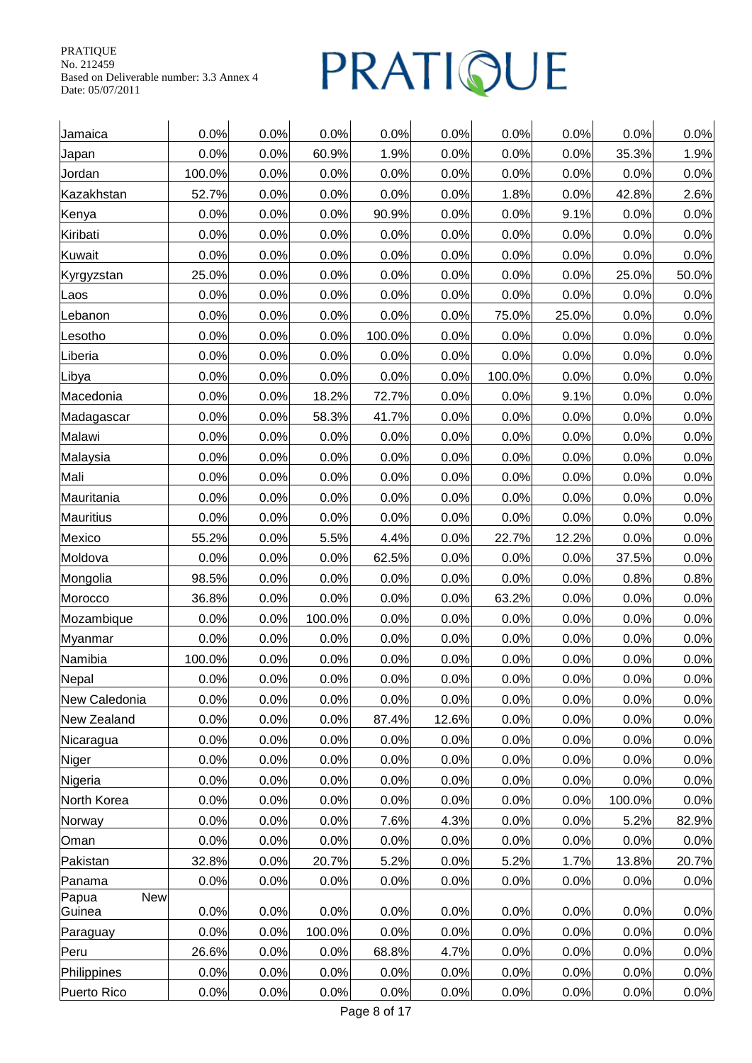| Jamaica | 0.0% | 0.0% | 0.0% | 0.0% | 0.0% | 0.0% | 0.0% | 0.0% | 0.0% |
|---|---|---|---|---|---|---|---|---|---|
| Japan | 0.0% | 0.0% | 60.9% | 1.9% | 0.0% | 0.0% | 0.0% | 35.3% | 1.9% |
| Jordan | 100.0% | 0.0% | 0.0% | 0.0% | 0.0% | 0.0% | 0.0% | 0.0% | 0.0% |
| Kazakhstan | 52.7% | 0.0% | 0.0% | 0.0% | 0.0% | 1.8% | 0.0% | 42.8% | 2.6% |
| Kenya | 0.0% | 0.0% | 0.0% | 90.9% | 0.0% | 0.0% | 9.1% | 0.0% | 0.0% |
| Kiribati | 0.0% | 0.0% | 0.0% | 0.0% | 0.0% | 0.0% | 0.0% | 0.0% | 0.0% |
| Kuwait | 0.0% | 0.0% | 0.0% | 0.0% | 0.0% | 0.0% | 0.0% | 0.0% | 0.0% |
| Kyrgyzstan | 25.0% | 0.0% | 0.0% | 0.0% | 0.0% | 0.0% | 0.0% | 25.0% | 50.0% |
| Laos | 0.0% | 0.0% | 0.0% | 0.0% | 0.0% | 0.0% | 0.0% | 0.0% | 0.0% |
| Lebanon | 0.0% | 0.0% | 0.0% | 0.0% | 0.0% | 75.0% | 25.0% | 0.0% | 0.0% |
| Lesotho | 0.0% | 0.0% | 0.0% | 100.0% | 0.0% | 0.0% | 0.0% | 0.0% | 0.0% |
| Liberia | 0.0% | 0.0% | 0.0% | 0.0% | 0.0% | 0.0% | 0.0% | 0.0% | 0.0% |
| Libya | 0.0% | 0.0% | 0.0% | 0.0% | 0.0% | 100.0% | 0.0% | 0.0% | 0.0% |
| Macedonia | 0.0% | 0.0% | 18.2% | 72.7% | 0.0% | 0.0% | 9.1% | 0.0% | 0.0% |
| Madagascar | 0.0% | 0.0% | 58.3% | 41.7% | 0.0% | 0.0% | 0.0% | 0.0% | 0.0% |
| Malawi | 0.0% | 0.0% | 0.0% | 0.0% | 0.0% | 0.0% | 0.0% | 0.0% | 0.0% |
| Malaysia | 0.0% | 0.0% | 0.0% | 0.0% | 0.0% | 0.0% | 0.0% | 0.0% | 0.0% |
| Mali | 0.0% | 0.0% | 0.0% | 0.0% | 0.0% | 0.0% | 0.0% | 0.0% | 0.0% |
| Mauritania | 0.0% | 0.0% | 0.0% | 0.0% | 0.0% | 0.0% | 0.0% | 0.0% | 0.0% |
| Mauritius | 0.0% | 0.0% | 0.0% | 0.0% | 0.0% | 0.0% | 0.0% | 0.0% | 0.0% |
| Mexico | 55.2% | 0.0% | 5.5% | 4.4% | 0.0% | 22.7% | 12.2% | 0.0% | 0.0% |
| Moldova | 0.0% | 0.0% | 0.0% | 62.5% | 0.0% | 0.0% | 0.0% | 37.5% | 0.0% |
| Mongolia | 98.5% | 0.0% | 0.0% | 0.0% | 0.0% | 0.0% | 0.0% | 0.8% | 0.8% |
| Morocco | 36.8% | 0.0% | 0.0% | 0.0% | 0.0% | 63.2% | 0.0% | 0.0% | 0.0% |
| Mozambique | 0.0% | 0.0% | 100.0% | 0.0% | 0.0% | 0.0% | 0.0% | 0.0% | 0.0% |
| Myanmar | 0.0% | 0.0% | 0.0% | 0.0% | 0.0% | 0.0% | 0.0% | 0.0% | 0.0% |
| Namibia | 100.0% | 0.0% | 0.0% | 0.0% | 0.0% | 0.0% | 0.0% | 0.0% | 0.0% |
| Nepal | 0.0% | 0.0% | 0.0% | 0.0% | 0.0% | 0.0% | 0.0% | 0.0% | 0.0% |
| New Caledonia | 0.0% | 0.0% | 0.0% | 0.0% | 0.0% | 0.0% | 0.0% | 0.0% | 0.0% |
| New Zealand | 0.0% | 0.0% | 0.0% | 87.4% | 12.6% | 0.0% | 0.0% | 0.0% | 0.0% |
| Nicaragua | 0.0% | 0.0% | 0.0% | 0.0% | 0.0% | 0.0% | 0.0% | 0.0% | 0.0% |
| Niger | 0.0% | 0.0% | 0.0% | 0.0% | 0.0% | 0.0% | 0.0% | 0.0% | 0.0% |
| Nigeria | 0.0% | 0.0% | 0.0% | 0.0% | 0.0% | 0.0% | 0.0% | 0.0% | 0.0% |
| North Korea | 0.0% | 0.0% | 0.0% | 0.0% | 0.0% | 0.0% | 0.0% | 100.0% | 0.0% |
| Norway | 0.0% | 0.0% | 0.0% | 7.6% | 4.3% | 0.0% | 0.0% | 5.2% | 82.9% |
| Oman | 0.0% | 0.0% | 0.0% | 0.0% | 0.0% | 0.0% | 0.0% | 0.0% | 0.0% |
| Pakistan | 32.8% | 0.0% | 20.7% | 5.2% | 0.0% | 5.2% | 1.7% | 13.8% | 20.7% |
| Panama | 0.0% | 0.0% | 0.0% | 0.0% | 0.0% | 0.0% | 0.0% | 0.0% | 0.0% |
| Papua New Guinea | 0.0% | 0.0% | 0.0% | 0.0% | 0.0% | 0.0% | 0.0% | 0.0% | 0.0% |
| Paraguay | 0.0% | 0.0% | 100.0% | 0.0% | 0.0% | 0.0% | 0.0% | 0.0% | 0.0% |
| Peru | 26.6% | 0.0% | 0.0% | 68.8% | 4.7% | 0.0% | 0.0% | 0.0% | 0.0% |
| Philippines | 0.0% | 0.0% | 0.0% | 0.0% | 0.0% | 0.0% | 0.0% | 0.0% | 0.0% |
| Puerto Rico | 0.0% | 0.0% | 0.0% | 0.0% | 0.0% | 0.0% | 0.0% | 0.0% | 0.0% |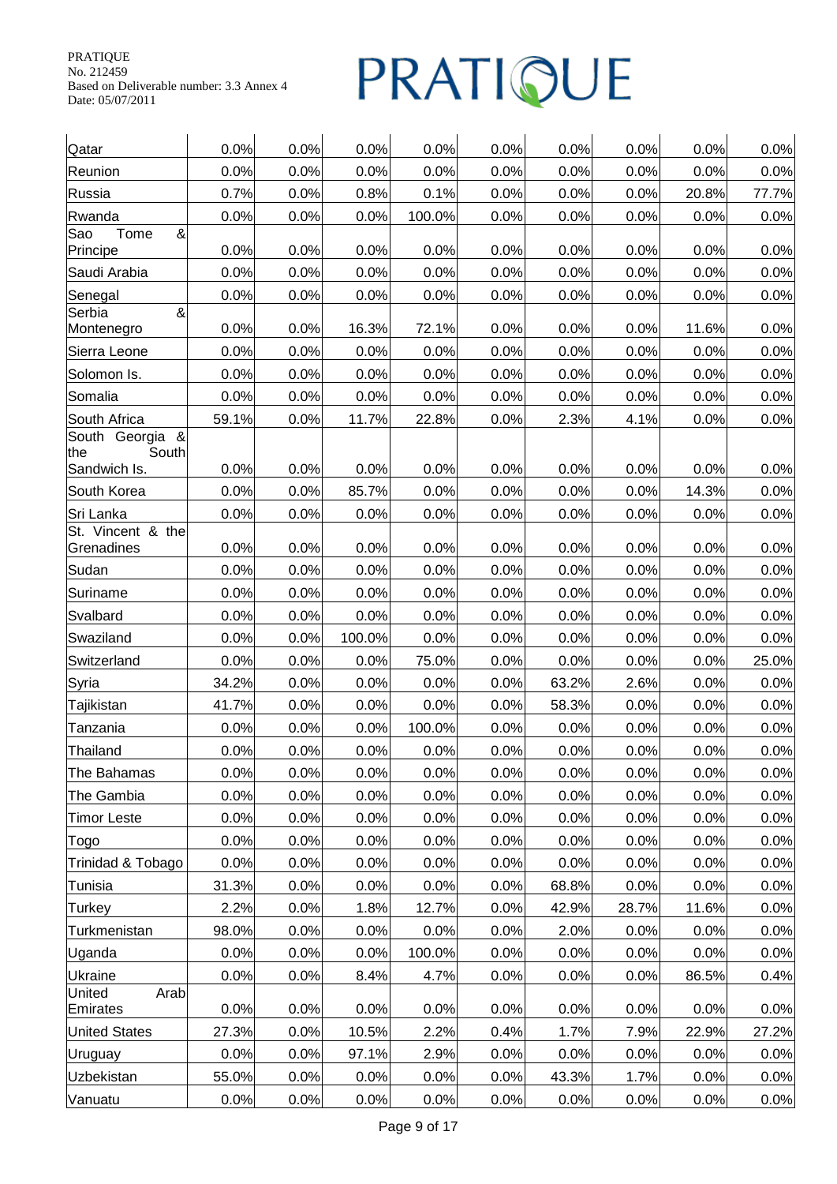| | | | | | | | | | |
|---|---|---|---|---|---|---|---|---|---|
| Qatar | 0.0% | 0.0% | 0.0% | 0.0% | 0.0% | 0.0% | 0.0% | 0.0% | 0.0% |
| Reunion | 0.0% | 0.0% | 0.0% | 0.0% | 0.0% | 0.0% | 0.0% | 0.0% | 0.0% |
| Russia | 0.7% | 0.0% | 0.8% | 0.1% | 0.0% | 0.0% | 0.0% | 20.8% | 77.7% |
| Rwanda | 0.0% | 0.0% | 0.0% | 100.0% | 0.0% | 0.0% | 0.0% | 0.0% | 0.0% |
| Sao Tome & Principe | 0.0% | 0.0% | 0.0% | 0.0% | 0.0% | 0.0% | 0.0% | 0.0% | 0.0% |
| Saudi Arabia | 0.0% | 0.0% | 0.0% | 0.0% | 0.0% | 0.0% | 0.0% | 0.0% | 0.0% |
| Senegal | 0.0% | 0.0% | 0.0% | 0.0% | 0.0% | 0.0% | 0.0% | 0.0% | 0.0% |
| Serbia & Montenegro | 0.0% | 0.0% | 16.3% | 72.1% | 0.0% | 0.0% | 0.0% | 11.6% | 0.0% |
| Sierra Leone | 0.0% | 0.0% | 0.0% | 0.0% | 0.0% | 0.0% | 0.0% | 0.0% | 0.0% |
| Solomon Is. | 0.0% | 0.0% | 0.0% | 0.0% | 0.0% | 0.0% | 0.0% | 0.0% | 0.0% |
| Somalia | 0.0% | 0.0% | 0.0% | 0.0% | 0.0% | 0.0% | 0.0% | 0.0% | 0.0% |
| South Africa | 59.1% | 0.0% | 11.7% | 22.8% | 0.0% | 2.3% | 4.1% | 0.0% | 0.0% |
| South Georgia & the South Sandwich Is. | 0.0% | 0.0% | 0.0% | 0.0% | 0.0% | 0.0% | 0.0% | 0.0% | 0.0% |
| South Korea | 0.0% | 0.0% | 85.7% | 0.0% | 0.0% | 0.0% | 0.0% | 14.3% | 0.0% |
| Sri Lanka | 0.0% | 0.0% | 0.0% | 0.0% | 0.0% | 0.0% | 0.0% | 0.0% | 0.0% |
| St. Vincent & the Grenadines | 0.0% | 0.0% | 0.0% | 0.0% | 0.0% | 0.0% | 0.0% | 0.0% | 0.0% |
| Sudan | 0.0% | 0.0% | 0.0% | 0.0% | 0.0% | 0.0% | 0.0% | 0.0% | 0.0% |
| Suriname | 0.0% | 0.0% | 0.0% | 0.0% | 0.0% | 0.0% | 0.0% | 0.0% | 0.0% |
| Svalbard | 0.0% | 0.0% | 0.0% | 0.0% | 0.0% | 0.0% | 0.0% | 0.0% | 0.0% |
| Swaziland | 0.0% | 0.0% | 100.0% | 0.0% | 0.0% | 0.0% | 0.0% | 0.0% | 0.0% |
| Switzerland | 0.0% | 0.0% | 0.0% | 75.0% | 0.0% | 0.0% | 0.0% | 0.0% | 25.0% |
| Syria | 34.2% | 0.0% | 0.0% | 0.0% | 0.0% | 63.2% | 2.6% | 0.0% | 0.0% |
| Tajikistan | 41.7% | 0.0% | 0.0% | 0.0% | 0.0% | 58.3% | 0.0% | 0.0% | 0.0% |
| Tanzania | 0.0% | 0.0% | 0.0% | 100.0% | 0.0% | 0.0% | 0.0% | 0.0% | 0.0% |
| Thailand | 0.0% | 0.0% | 0.0% | 0.0% | 0.0% | 0.0% | 0.0% | 0.0% | 0.0% |
| The Bahamas | 0.0% | 0.0% | 0.0% | 0.0% | 0.0% | 0.0% | 0.0% | 0.0% | 0.0% |
| The Gambia | 0.0% | 0.0% | 0.0% | 0.0% | 0.0% | 0.0% | 0.0% | 0.0% | 0.0% |
| Timor Leste | 0.0% | 0.0% | 0.0% | 0.0% | 0.0% | 0.0% | 0.0% | 0.0% | 0.0% |
| Togo | 0.0% | 0.0% | 0.0% | 0.0% | 0.0% | 0.0% | 0.0% | 0.0% | 0.0% |
| Trinidad & Tobago | 0.0% | 0.0% | 0.0% | 0.0% | 0.0% | 0.0% | 0.0% | 0.0% | 0.0% |
| Tunisia | 31.3% | 0.0% | 0.0% | 0.0% | 0.0% | 68.8% | 0.0% | 0.0% | 0.0% |
| Turkey | 2.2% | 0.0% | 1.8% | 12.7% | 0.0% | 42.9% | 28.7% | 11.6% | 0.0% |
| Turkmenistan | 98.0% | 0.0% | 0.0% | 0.0% | 0.0% | 2.0% | 0.0% | 0.0% | 0.0% |
| Uganda | 0.0% | 0.0% | 0.0% | 100.0% | 0.0% | 0.0% | 0.0% | 0.0% | 0.0% |
| Ukraine | 0.0% | 0.0% | 8.4% | 4.7% | 0.0% | 0.0% | 0.0% | 86.5% | 0.4% |
| United Arab Emirates | 0.0% | 0.0% | 0.0% | 0.0% | 0.0% | 0.0% | 0.0% | 0.0% | 0.0% |
| United States | 27.3% | 0.0% | 10.5% | 2.2% | 0.4% | 1.7% | 7.9% | 22.9% | 27.2% |
| Uruguay | 0.0% | 0.0% | 97.1% | 2.9% | 0.0% | 0.0% | 0.0% | 0.0% | 0.0% |
| Uzbekistan | 55.0% | 0.0% | 0.0% | 0.0% | 0.0% | 43.3% | 1.7% | 0.0% | 0.0% |
| Vanuatu | 0.0% | 0.0% | 0.0% | 0.0% | 0.0% | 0.0% | 0.0% | 0.0% | 0.0% |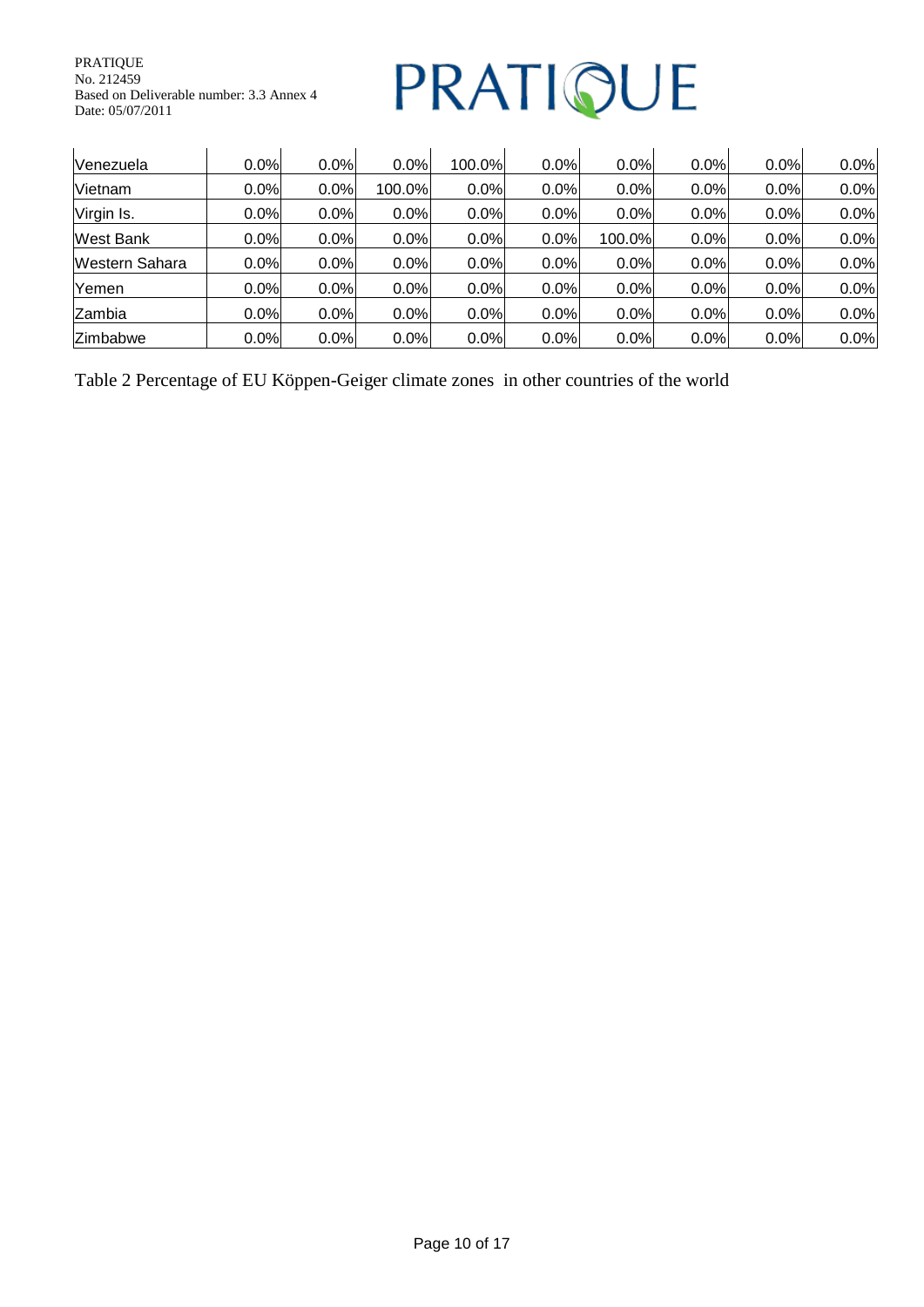| | | | | | | | | | |
|---|---|---|---|---|---|---|---|---|---|
| Venezuela | 0.0% | 0.0% | 0.0% | 100.0% | 0.0% | 0.0% | 0.0% | 0.0% | 0.0% |
| Vietnam | 0.0% | 0.0% | 100.0% | 0.0% | 0.0% | 0.0% | 0.0% | 0.0% | 0.0% |
| Virgin Is. | 0.0% | 0.0% | 0.0% | 0.0% | 0.0% | 0.0% | 0.0% | 0.0% | 0.0% |
| West Bank | 0.0% | 0.0% | 0.0% | 0.0% | 0.0% | 100.0% | 0.0% | 0.0% | 0.0% |
| Western Sahara | 0.0% | 0.0% | 0.0% | 0.0% | 0.0% | 0.0% | 0.0% | 0.0% | 0.0% |
| Yemen | 0.0% | 0.0% | 0.0% | 0.0% | 0.0% | 0.0% | 0.0% | 0.0% | 0.0% |
| Zambia | 0.0% | 0.0% | 0.0% | 0.0% | 0.0% | 0.0% | 0.0% | 0.0% | 0.0% |
| Zimbabwe | 0.0% | 0.0% | 0.0% | 0.0% | 0.0% | 0.0% | 0.0% | 0.0% | 0.0% |

Table 2 Percentage of EU Köppen-Geiger climate zones in other countries of the world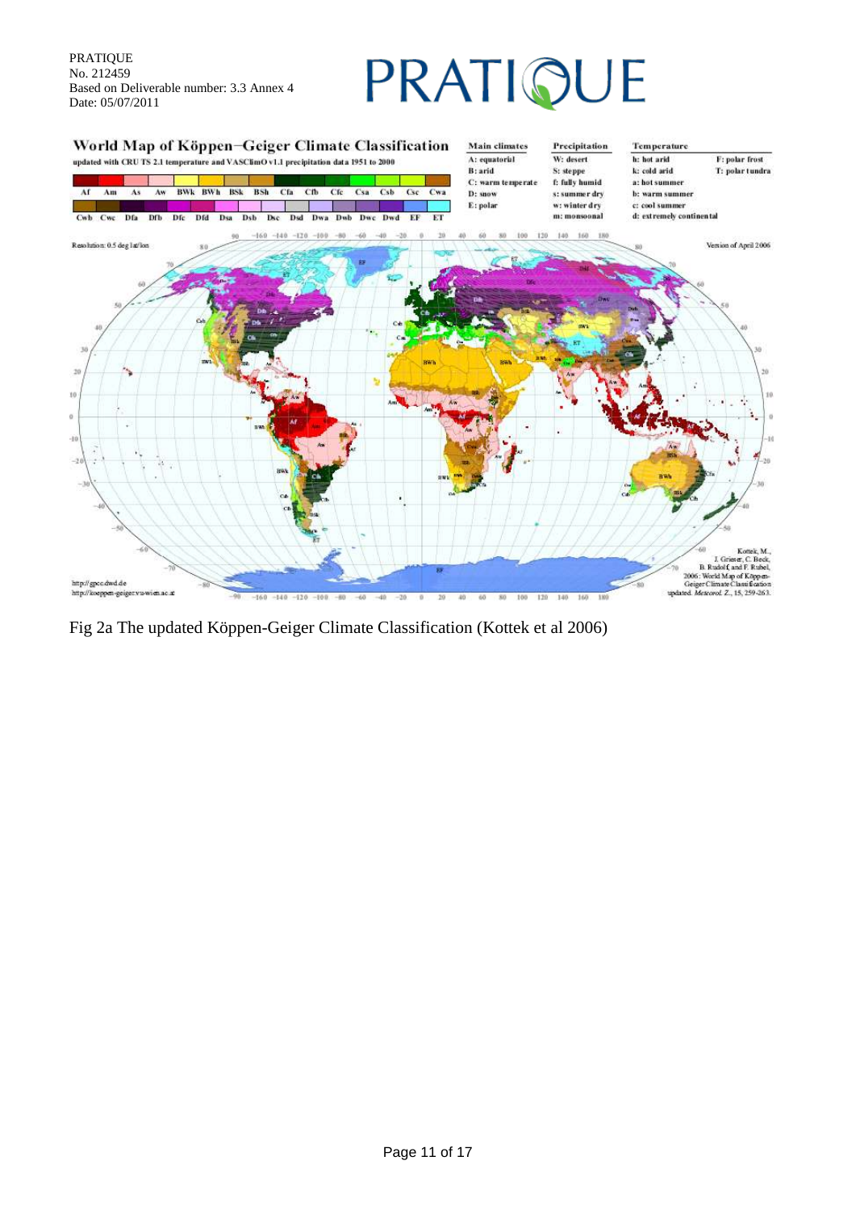Fig 2a The updated Köppen-Geiger Climate Classification (Kottek et al 2006)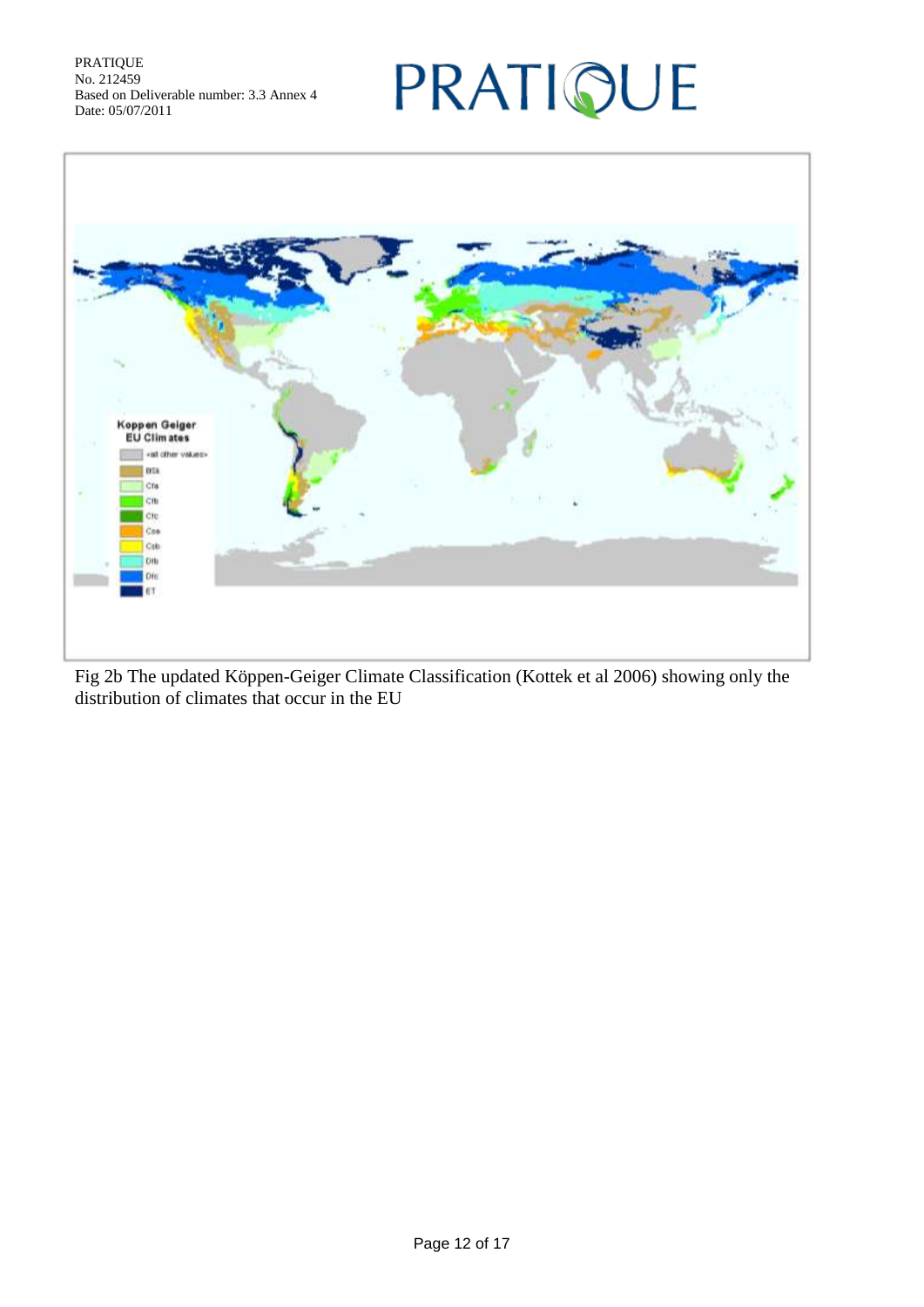Fig 2b The updated Köppen-Geiger Climate Classification (Kottek et al 2006) showing only the distribution of climates that occur in the EU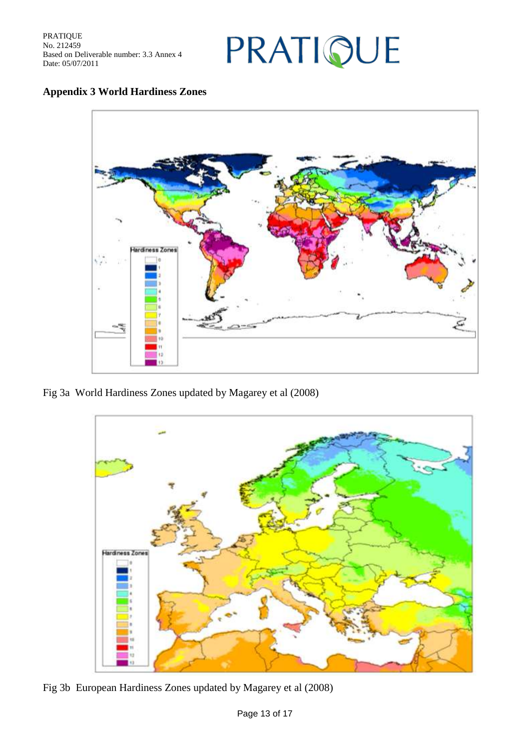## Appendix 3 World Hardiness Zones

Fig 3a World Hardiness Zones updated by Magarey et al (2008)

Fig 3b European Hardiness Zones updated by Magarey et al (2008)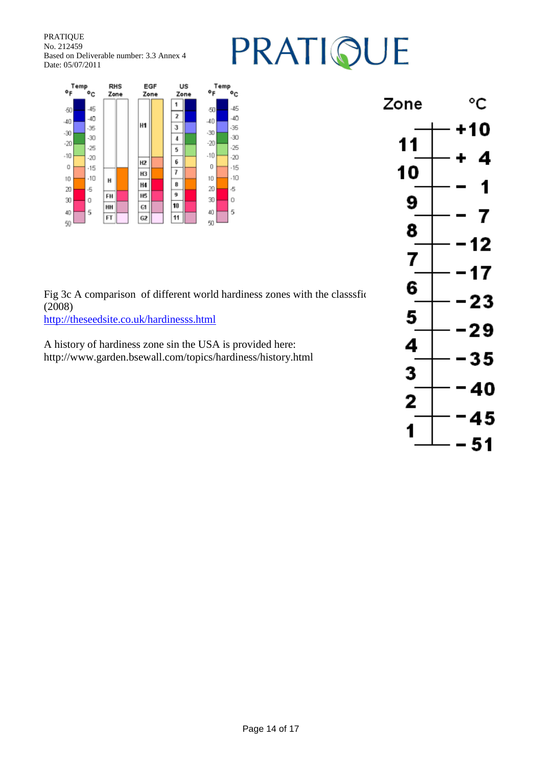Fig 3c A comparison of different world hardiness zones with the classsfic
(2008)
http://theseedsite.co.uk/hardinesss.html

A history of hardiness zone sin the USA is provided here:
http://www.garden.bsewall.com/topics/hardiness/history.html

| Zone | °C |
|---|---|
| | +10 |
| 11 | |
| | + 4 |
| 10 | |
| | - 1 |
| 9 | |
| | - 7 |
| 8 | |
| | -12 |
| 7 | |
| | -17 |
| 6 | |
| | -23 |
| 5 | |
| | -29 |
| 4 | |
| | -35 |
| 3 | |
| | -40 |
| 2 | |
| | -45 |
| 1 | |
| | - 51 |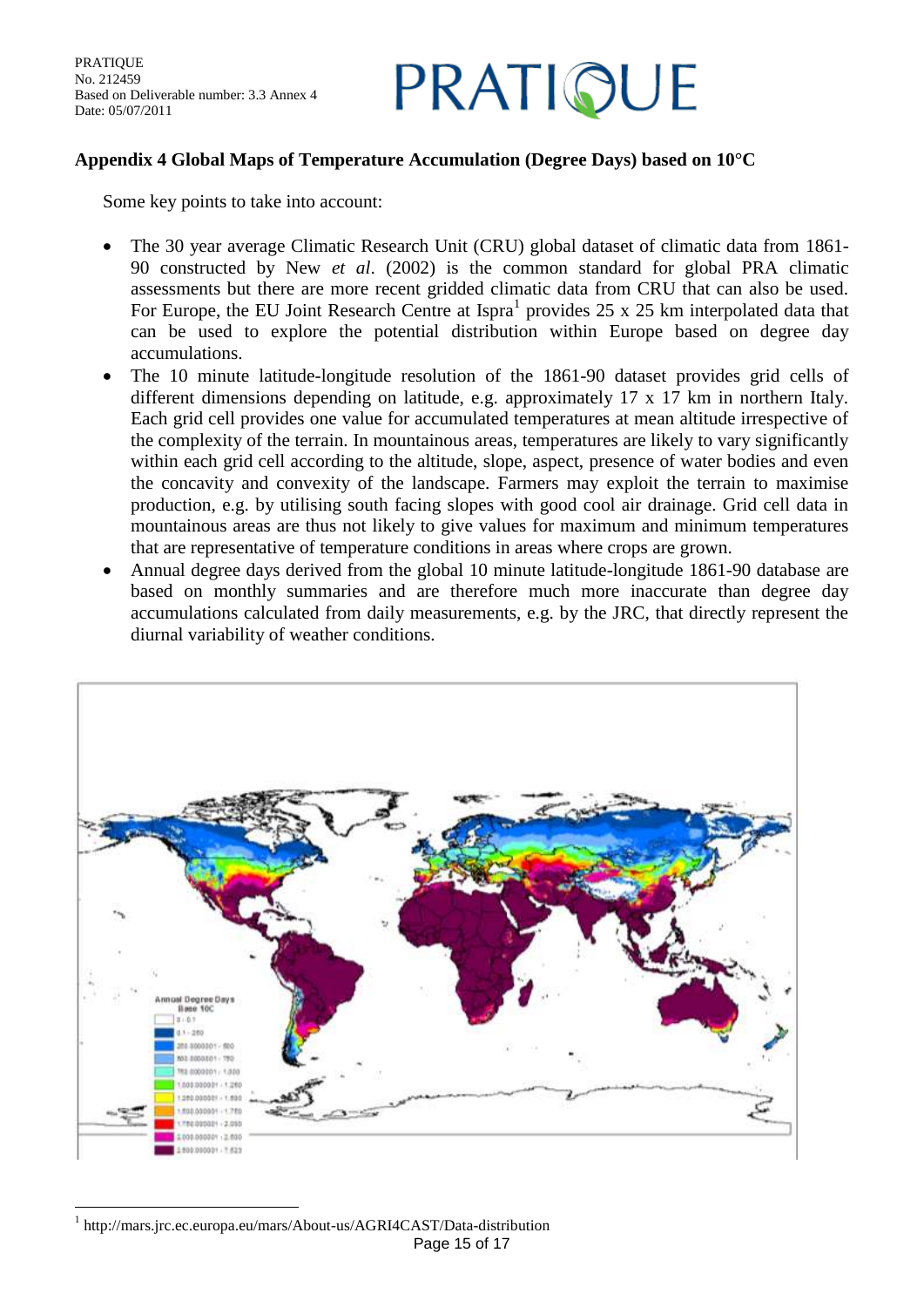## Appendix 4 Global Maps of Temperature Accumulation (Degree Days) based on 10°C

Some key points to take into account:

- The 30 year average Climatic Research Unit (CRU) global dataset of climatic data from 1861-90 constructed by New *et al*. (2002) is the common standard for global PRA climatic assessments but there are more recent gridded climatic data from CRU that can also be used. For Europe, the EU Joint Research Centre at Ispra[1] provides 25 x 25 km interpolated data that can be used to explore the potential distribution within Europe based on degree day accumulations.
- The 10 minute latitude-longitude resolution of the 1861-90 dataset provides grid cells of different dimensions depending on latitude, e.g. approximately 17 x 17 km in northern Italy. Each grid cell provides one value for accumulated temperatures at mean altitude irrespective of the complexity of the terrain. In mountainous areas, temperatures are likely to vary significantly within each grid cell according to the altitude, slope, aspect, presence of water bodies and even the concavity and convexity of the landscape. Farmers may exploit the terrain to maximise production, e.g. by utilising south facing slopes with good cool air drainage. Grid cell data in mountainous areas are thus not likely to give values for maximum and minimum temperatures that are representative of temperature conditions in areas where crops are grown.
- Annual degree days derived from the global 10 minute latitude-longitude 1861-90 database are based on monthly summaries and are therefore much more inaccurate than degree day accumulations calculated from daily measurements, e.g. by the JRC, that directly represent the diurnal variability of weather conditions.

[1] http://mars.jrc.ec.europa.eu/mars/About-us/AGRI4CAST/Data-distribution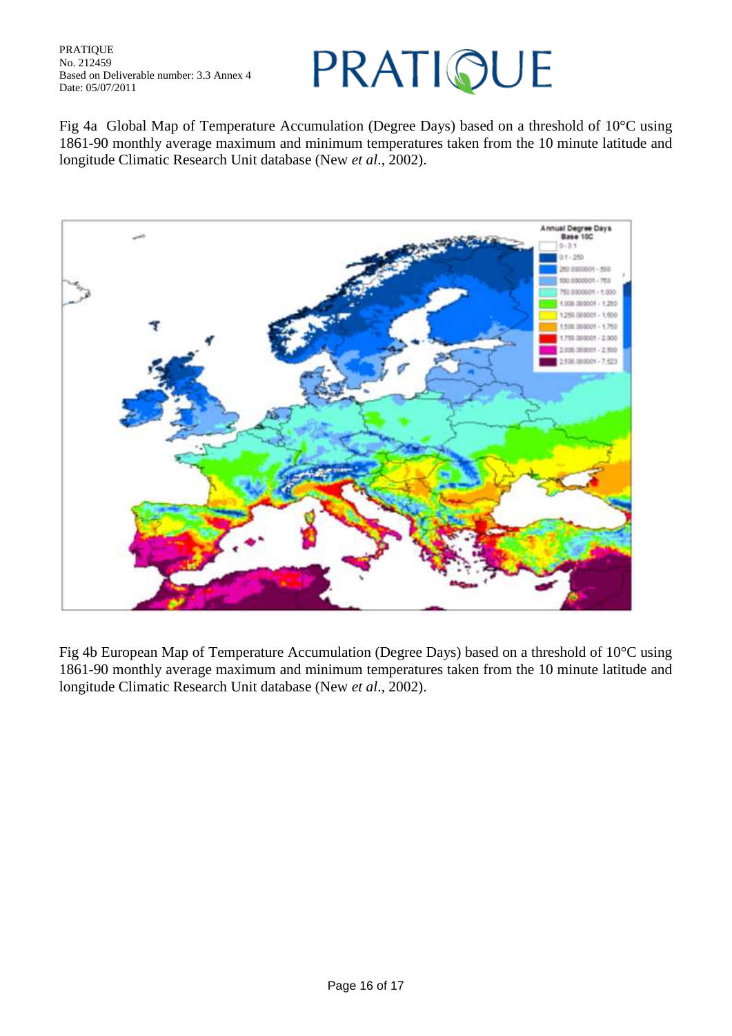Fig 4a Global Map of Temperature Accumulation (Degree Days) based on a threshold of 10°C using 1861-90 monthly average maximum and minimum temperatures taken from the 10 minute latitude and longitude Climatic Research Unit database (New *et al*., 2002).

Fig 4b European Map of Temperature Accumulation (Degree Days) based on a threshold of 10°C using 1861-90 monthly average maximum and minimum temperatures taken from the 10 minute latitude and longitude Climatic Research Unit database (New *et al*., 2002).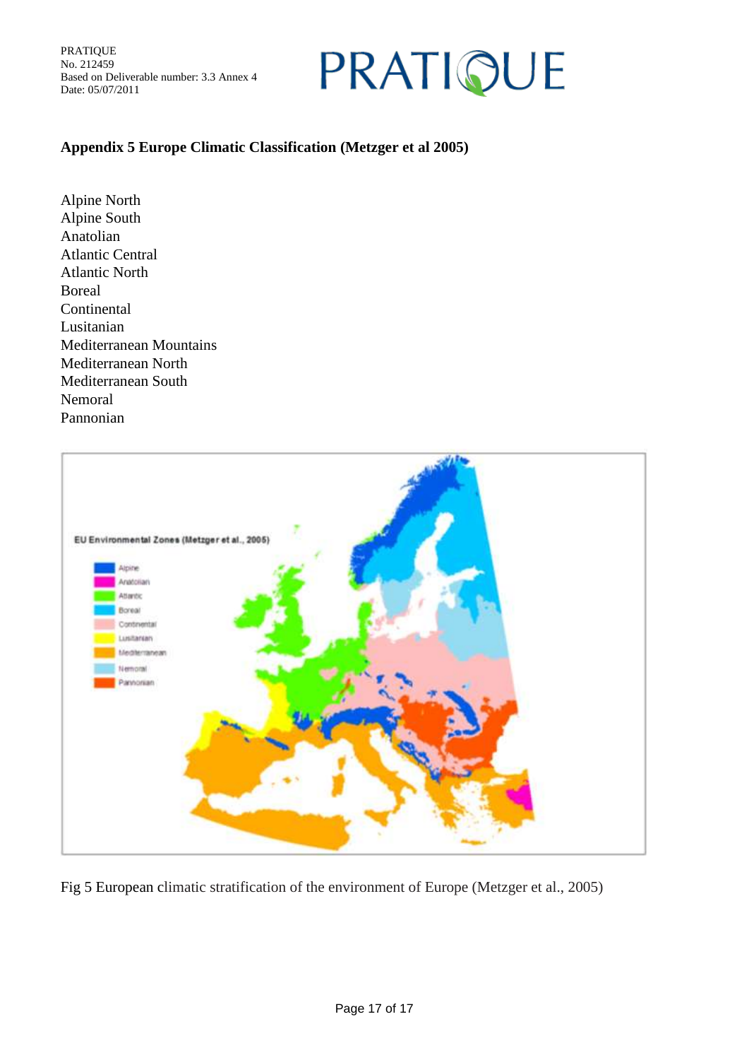## Appendix 5 Europe Climatic Classification (Metzger et al 2005)

Alpine North
Alpine South
Anatolian
Atlantic Central
Atlantic North
Boreal
Continental
Lusitanian
Mediterranean Mountains
Mediterranean North
Mediterranean South
Nemoral
Pannonian

EU Environmental Zones (Metzger et al., 2005)

Alpine
Anatolian
Atlantic
Boreal
Continental
Lusitanian
Mediterranean
Nemoral
Pannonian

Fig 5 European climatic stratification of the environment of Europe (Metzger et al., 2005)